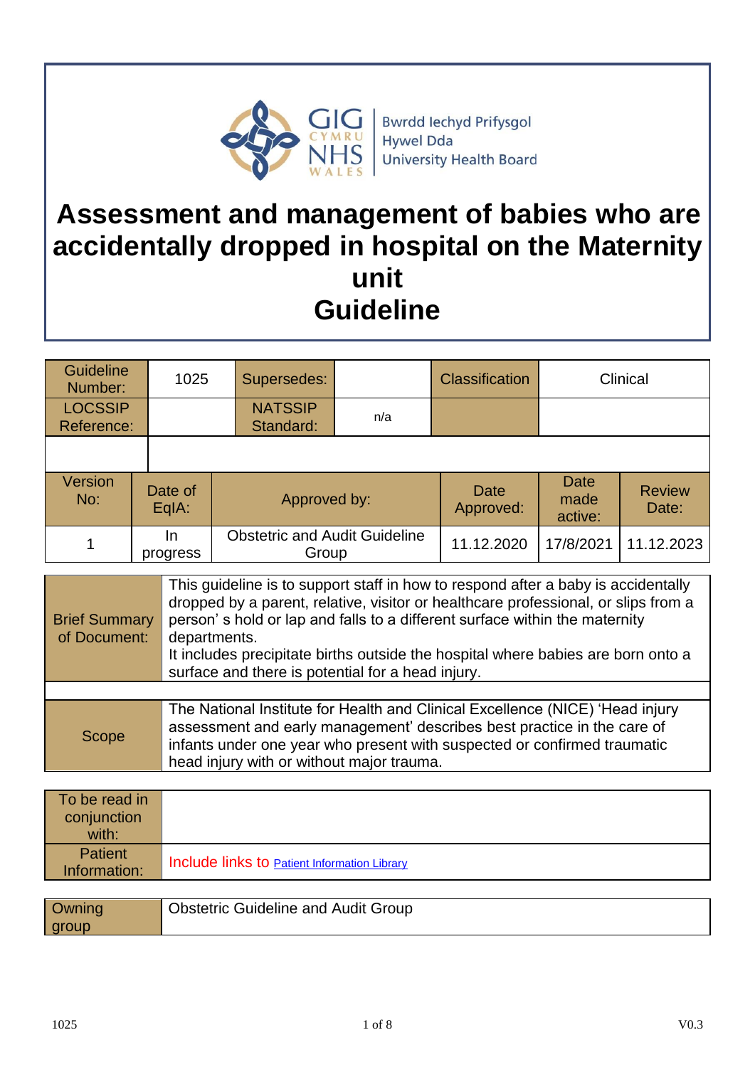GIG CYMRU NHS WALES | Bwrdd Iechyd Prifysgol Hywel Dda University Health Board

# Assessment and management of babies who are accidentally dropped in hospital on the Maternity unit Guideline

| Guideline Number: | 1025 | Supersedes: | | Classification | Clinical |
|---|---|---|---|---|---|
| LOCSSIP Reference: | | NATSSIP Standard: | n/a | | |
| | | | | | |

| Version No: | Date of EqIA: | Approved by: | Date Approved: | Date made active: | Review Date: |
|---|---|---|---|---|---|
| 1 | In progress | Obstetric and Audit Guideline Group | 11.12.2020 | 17/8/2021 | 11.12.2023 |

| | |
|---|---|
| Brief Summary of Document: | This guideline is to support staff in how to respond after a baby is accidentally dropped by a parent, relative, visitor or healthcare professional, or slips from a person' s hold or lap and falls to a different surface within the maternity departments.<br>It includes precipitate births outside the hospital where babies are born onto a surface and there is potential for a head injury. |
| | |
| Scope | The National Institute for Health and Clinical Excellence (NICE) 'Head injury assessment and early management' describes best practice in the care of infants under one year who present with suspected or confirmed traumatic head injury with or without major trauma. |

| | |
|---|---|
| To be read in conjunction with: | |
| Patient Information: | Include links to Patient Information Library |

| | |
|---|---|
| Owning group | Obstetric Guideline and Audit Group |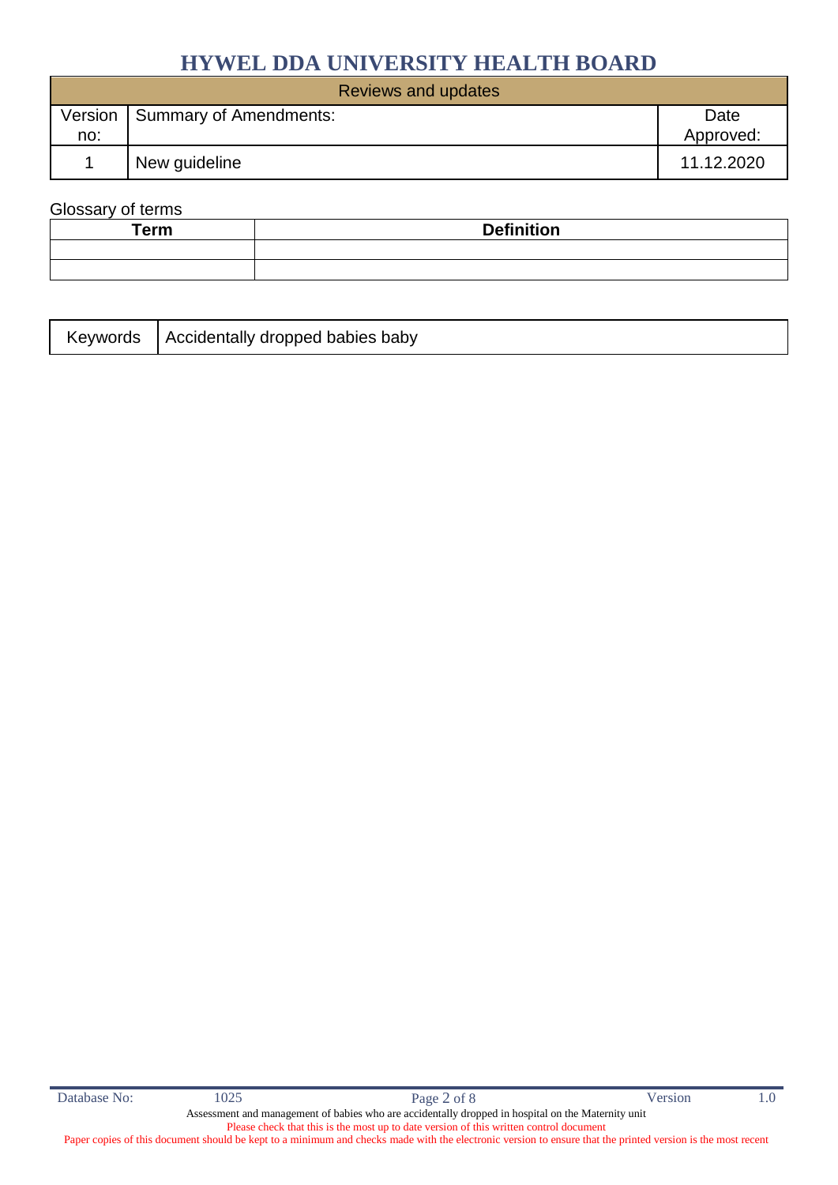# HYWEL DDA UNIVERSITY HEALTH BOARD

| Reviews and updates | | |
|---|---|---|
| Version no: | Summary of Amendments: | Date Approved: |
| 1 | New guideline | 11.12.2020 |

Glossary of terms

| Term | Definition |
|---|---|
| | |
| | |

| Keywords | Accidentally dropped babies baby |
|---|---|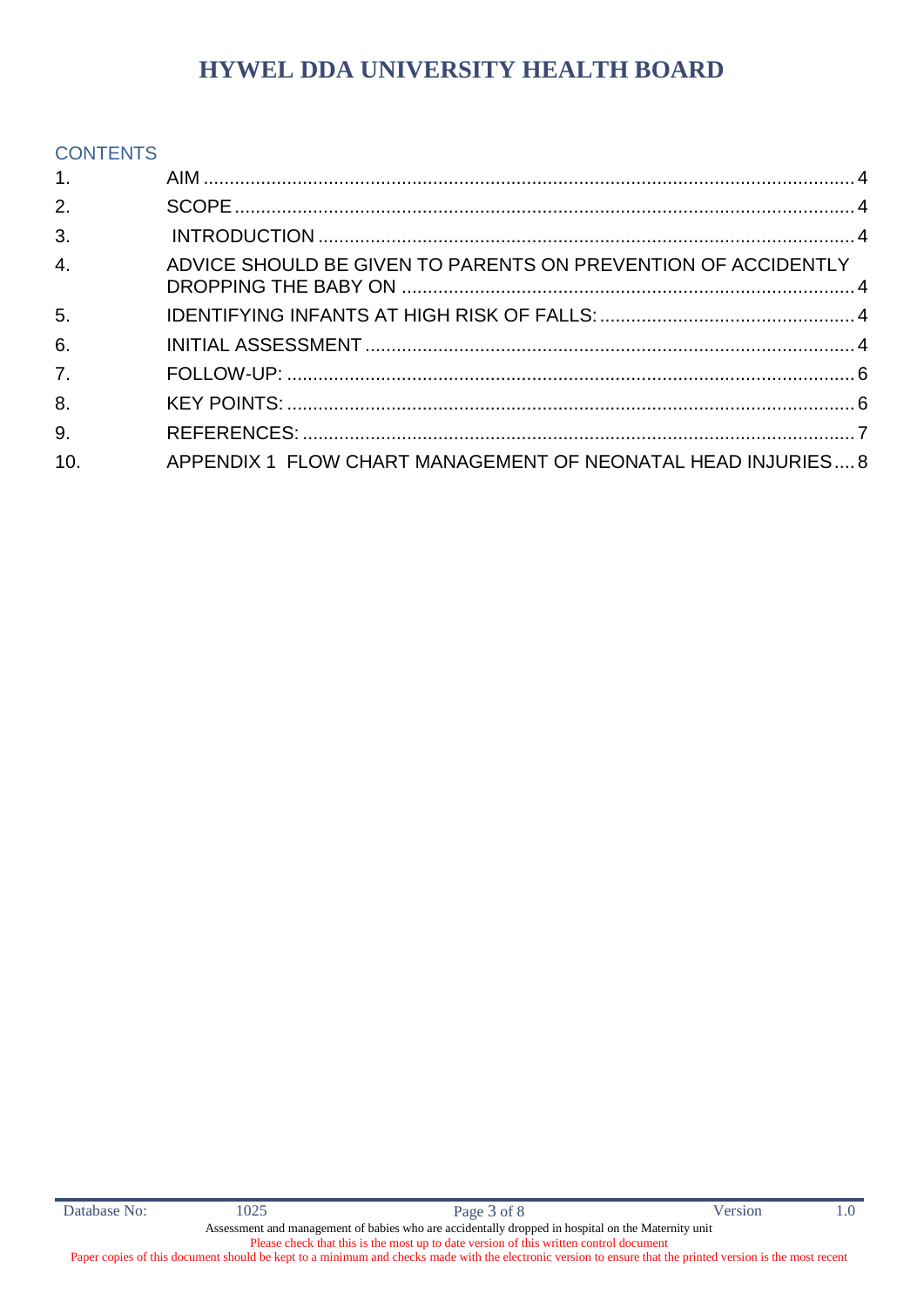# HYWEL DDA UNIVERSITY HEALTH BOARD

## CONTENTS

| | | |
|---|---|---|
| 1. | AIM | 4 |
| 2. | SCOPE | 4 |
| 3. | INTRODUCTION | 4 |
| 4. | ADVICE SHOULD BE GIVEN TO PARENTS ON PREVENTION OF ACCIDENTLY DROPPING THE BABY ON | 4 |
| 5. | IDENTIFYING INFANTS AT HIGH RISK OF FALLS: | 4 |
| 6. | INITIAL ASSESSMENT | 4 |
| 7. | FOLLOW-UP: | 6 |
| 8. | KEY POINTS: | 6 |
| 9. | REFERENCES: | 7 |
| 10. | APPENDIX 1 FLOW CHART MANAGEMENT OF NEONATAL HEAD INJURIES | 8 |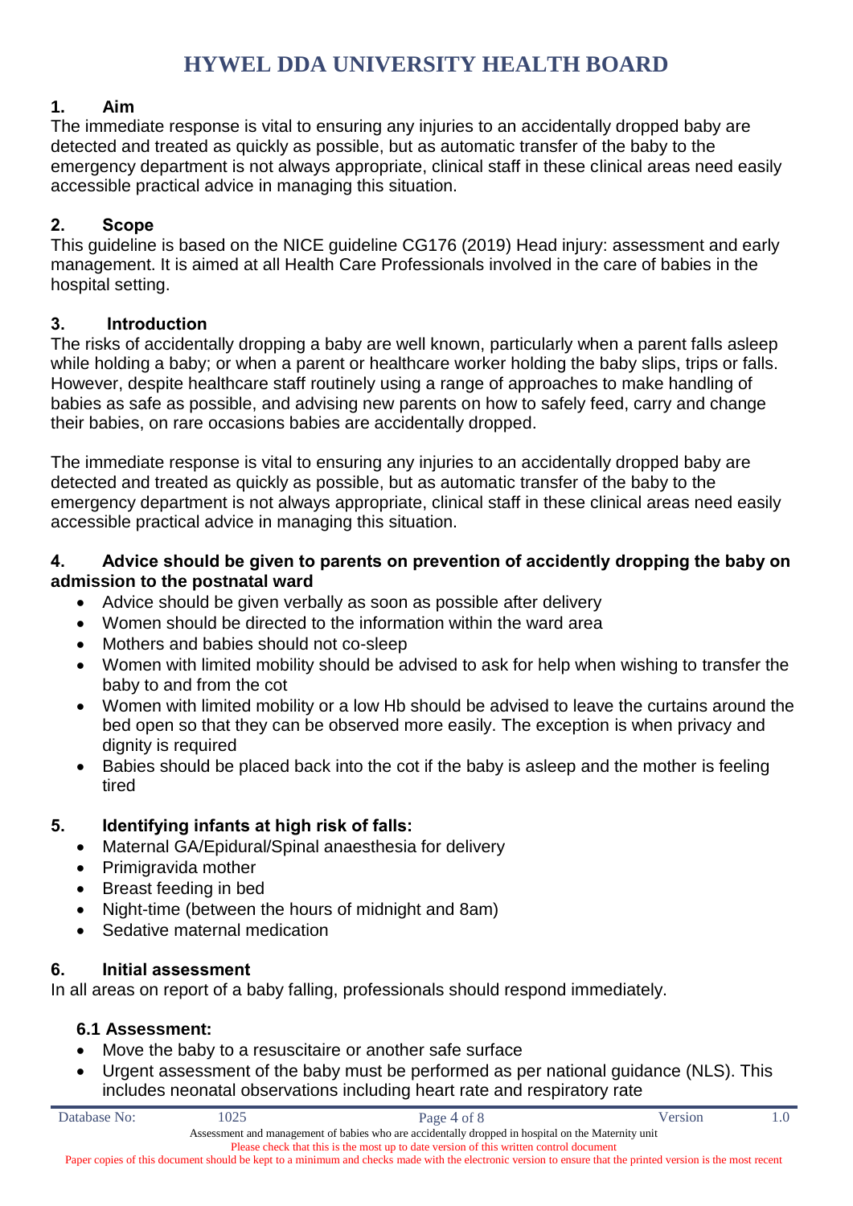# HYWEL DDA UNIVERSITY HEALTH BOARD

## 1. Aim

The immediate response is vital to ensuring any injuries to an accidentally dropped baby are detected and treated as quickly as possible, but as automatic transfer of the baby to the emergency department is not always appropriate, clinical staff in these clinical areas need easily accessible practical advice in managing this situation.

## 2. Scope

This guideline is based on the NICE guideline CG176 (2019) Head injury: assessment and early management. It is aimed at all Health Care Professionals involved in the care of babies in the hospital setting.

## 3. Introduction

The risks of accidentally dropping a baby are well known, particularly when a parent falls asleep while holding a baby; or when a parent or healthcare worker holding the baby slips, trips or falls. However, despite healthcare staff routinely using a range of approaches to make handling of babies as safe as possible, and advising new parents on how to safely feed, carry and change their babies, on rare occasions babies are accidentally dropped.

The immediate response is vital to ensuring any injuries to an accidentally dropped baby are detected and treated as quickly as possible, but as automatic transfer of the baby to the emergency department is not always appropriate, clinical staff in these clinical areas need easily accessible practical advice in managing this situation.

## 4. Advice should be given to parents on prevention of accidently dropping the baby on admission to the postnatal ward

- Advice should be given verbally as soon as possible after delivery
- Women should be directed to the information within the ward area
- Mothers and babies should not co-sleep
- Women with limited mobility should be advised to ask for help when wishing to transfer the baby to and from the cot
- Women with limited mobility or a low Hb should be advised to leave the curtains around the bed open so that they can be observed more easily. The exception is when privacy and dignity is required
- Babies should be placed back into the cot if the baby is asleep and the mother is feeling tired

## 5. Identifying infants at high risk of falls:

- Maternal GA/Epidural/Spinal anaesthesia for delivery
- Primigravida mother
- Breast feeding in bed
- Night-time (between the hours of midnight and 8am)
- Sedative maternal medication

## 6. Initial assessment

In all areas on report of a baby falling, professionals should respond immediately.

### 6.1 Assessment:

- Move the baby to a resuscitaire or another safe surface
- Urgent assessment of the baby must be performed as per national guidance (NLS). This includes neonatal observations including heart rate and respiratory rate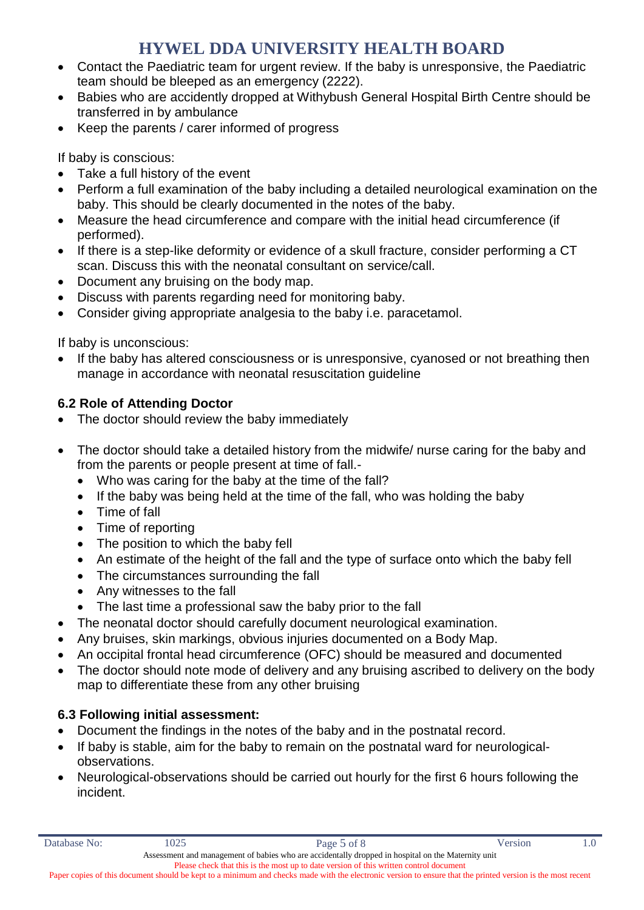- Contact the Paediatric team for urgent review. If the baby is unresponsive, the Paediatric team should be bleeped as an emergency (2222).
- Babies who are accidently dropped at Withybush General Hospital Birth Centre should be transferred in by ambulance
- Keep the parents / carer informed of progress

If baby is conscious:

- Take a full history of the event
- Perform a full examination of the baby including a detailed neurological examination on the baby. This should be clearly documented in the notes of the baby.
- Measure the head circumference and compare with the initial head circumference (if performed).
- If there is a step-like deformity or evidence of a skull fracture, consider performing a CT scan. Discuss this with the neonatal consultant on service/call.
- Document any bruising on the body map.
- Discuss with parents regarding need for monitoring baby.
- Consider giving appropriate analgesia to the baby i.e. paracetamol.

If baby is unconscious:

- If the baby has altered consciousness or is unresponsive, cyanosed or not breathing then manage in accordance with neonatal resuscitation guideline

### 6.2 Role of Attending Doctor

- The doctor should review the baby immediately
- The doctor should take a detailed history from the midwife/ nurse caring for the baby and from the parents or people present at time of fall.-
  - Who was caring for the baby at the time of the fall?
  - If the baby was being held at the time of the fall, who was holding the baby
  - Time of fall
  - Time of reporting
  - The position to which the baby fell
  - An estimate of the height of the fall and the type of surface onto which the baby fell
  - The circumstances surrounding the fall
  - Any witnesses to the fall
  - The last time a professional saw the baby prior to the fall
- The neonatal doctor should carefully document neurological examination.
- Any bruises, skin markings, obvious injuries documented on a Body Map.
- An occipital frontal head circumference (OFC) should be measured and documented
- The doctor should note mode of delivery and any bruising ascribed to delivery on the body map to differentiate these from any other bruising

### 6.3 Following initial assessment:

- Document the findings in the notes of the baby and in the postnatal record.
- If baby is stable, aim for the baby to remain on the postnatal ward for neurological-observations.
- Neurological-observations should be carried out hourly for the first 6 hours following the incident.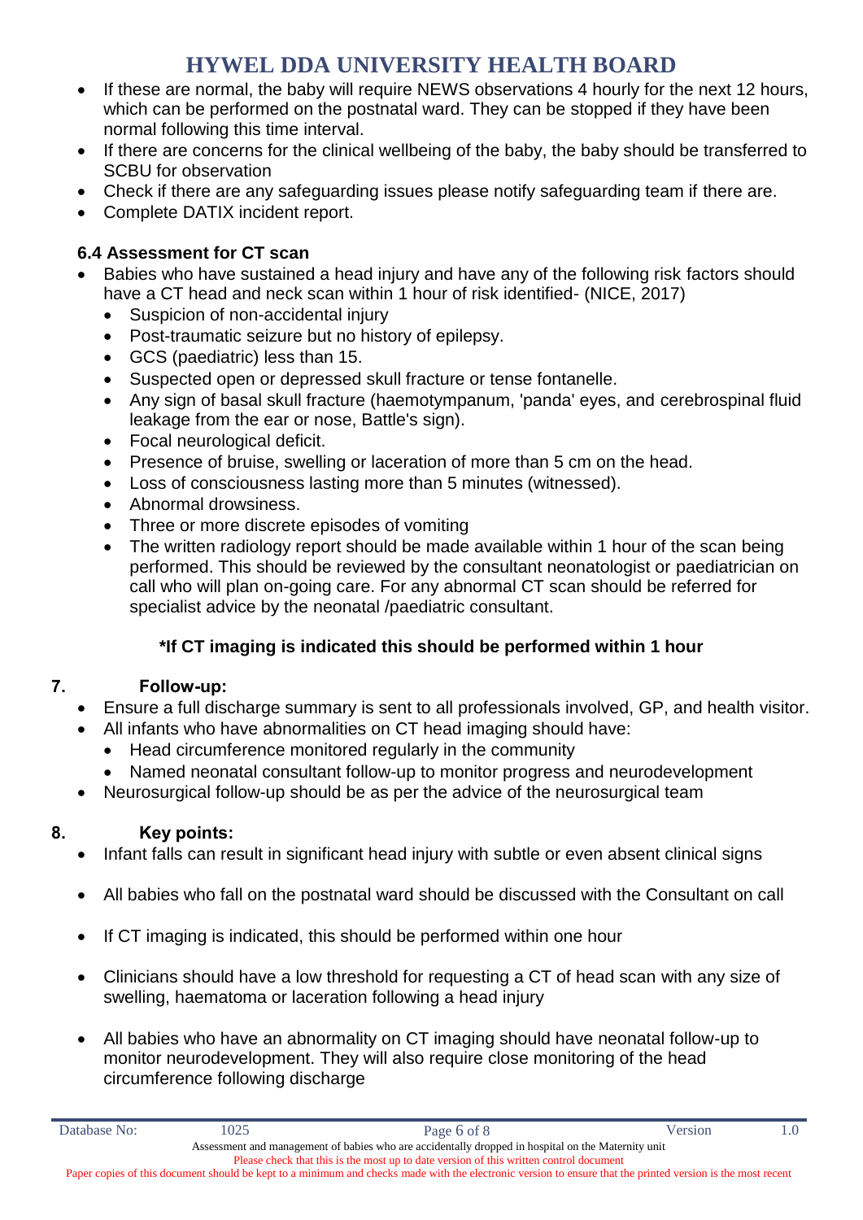- If these are normal, the baby will require NEWS observations 4 hourly for the next 12 hours, which can be performed on the postnatal ward. They can be stopped if they have been normal following this time interval.
- If there are concerns for the clinical wellbeing of the baby, the baby should be transferred to SCBU for observation
- Check if there are any safeguarding issues please notify safeguarding team if there are.
- Complete DATIX incident report.

### 6.4 Assessment for CT scan

- Babies who have sustained a head injury and have any of the following risk factors should have a CT head and neck scan within 1 hour of risk identified- (NICE, 2017)
  - Suspicion of non-accidental injury
  - Post-traumatic seizure but no history of epilepsy.
  - GCS (paediatric) less than 15.
  - Suspected open or depressed skull fracture or tense fontanelle.
  - Any sign of basal skull fracture (haemotympanum, 'panda' eyes, and cerebrospinal fluid leakage from the ear or nose, Battle's sign).
  - Focal neurological deficit.
  - Presence of bruise, swelling or laceration of more than 5 cm on the head.
  - Loss of consciousness lasting more than 5 minutes (witnessed).
  - Abnormal drowsiness.
  - Three or more discrete episodes of vomiting
  - The written radiology report should be made available within 1 hour of the scan being performed. This should be reviewed by the consultant neonatologist or paediatrician on call who will plan on-going care. For any abnormal CT scan should be referred for specialist advice by the neonatal /paediatric consultant.

**\*If CT imaging is indicated this should be performed within 1 hour**

## 7. Follow-up:

- Ensure a full discharge summary is sent to all professionals involved, GP, and health visitor.
- All infants who have abnormalities on CT head imaging should have:
  - Head circumference monitored regularly in the community
  - Named neonatal consultant follow-up to monitor progress and neurodevelopment
- Neurosurgical follow-up should be as per the advice of the neurosurgical team

## 8. Key points:

- Infant falls can result in significant head injury with subtle or even absent clinical signs
- All babies who fall on the postnatal ward should be discussed with the Consultant on call
- If CT imaging is indicated, this should be performed within one hour
- Clinicians should have a low threshold for requesting a CT of head scan with any size of swelling, haematoma or laceration following a head injury
- All babies who have an abnormality on CT imaging should have neonatal follow-up to monitor neurodevelopment. They will also require close monitoring of the head circumference following discharge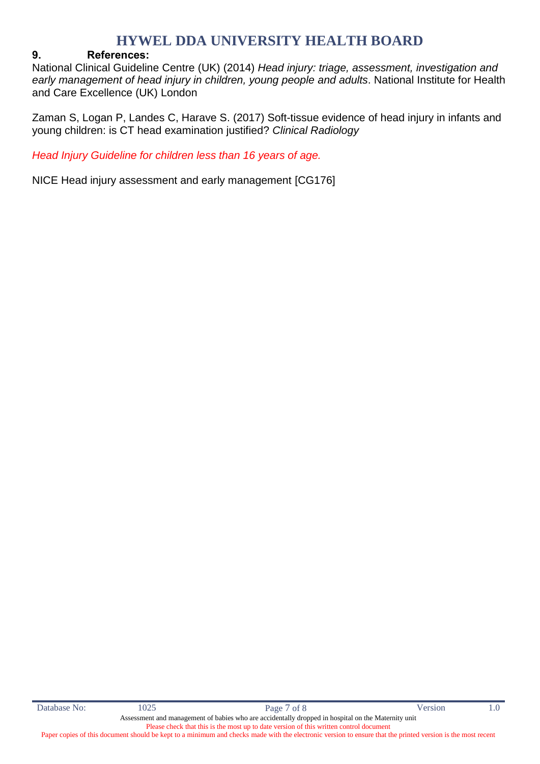## 9. References:

National Clinical Guideline Centre (UK) (2014) *Head injury: triage, assessment, investigation and early management of head injury in children, young people and adults*. National Institute for Health and Care Excellence (UK) London

Zaman S, Logan P, Landes C, Harave S. (2017) Soft-tissue evidence of head injury in infants and young children: is CT head examination justified? *Clinical Radiology*

*Head Injury Guideline for children less than 16 years of age.*

NICE Head injury assessment and early management [CG176]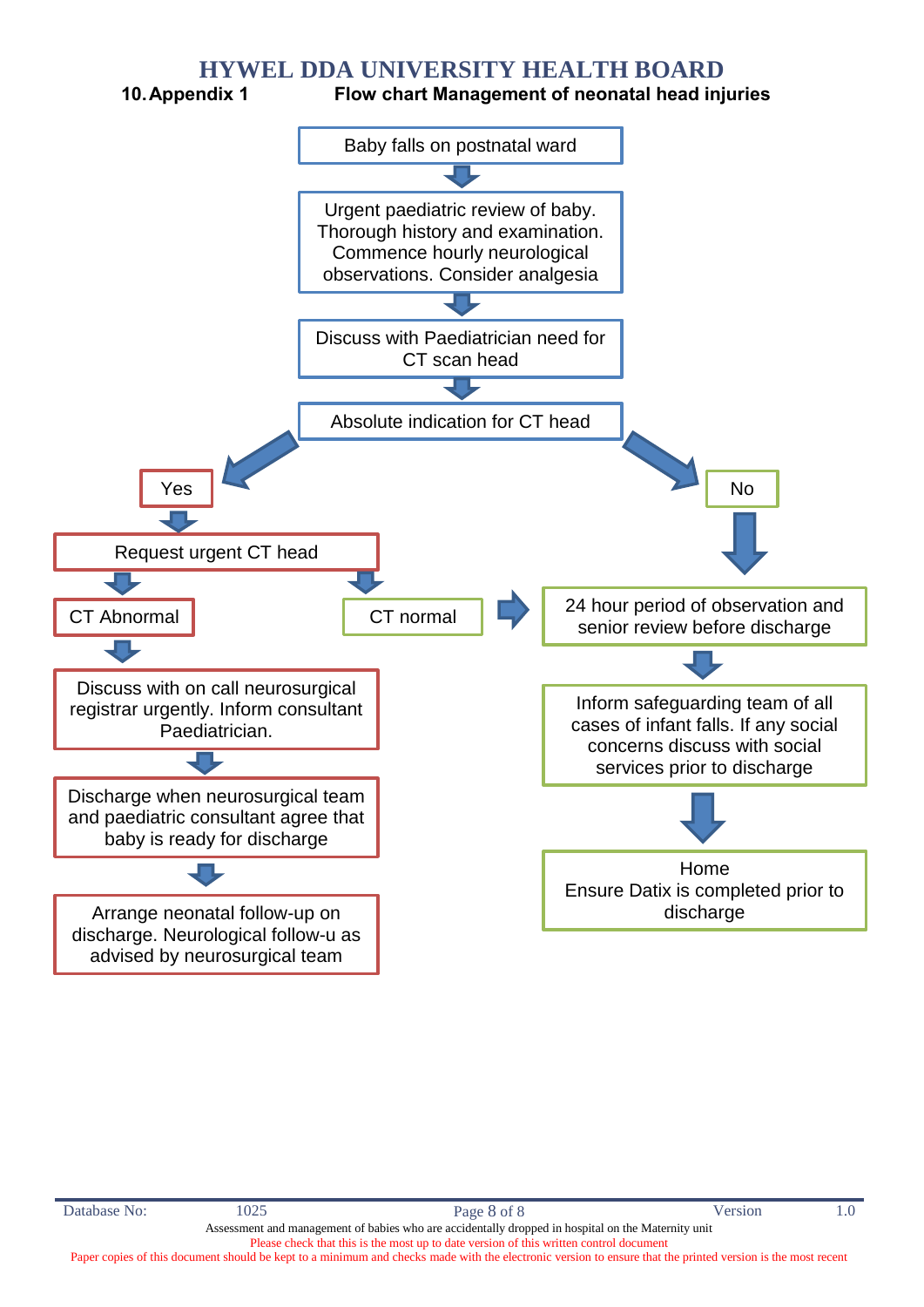# HYWEL DDA UNIVERSITY HEALTH BOARD

## 10. Appendix 1 — Flow chart Management of neonatal head injuries

Baby falls on postnatal ward

Urgent paediatric review of baby. Thorough history and examination. Commence hourly neurological observations. Consider analgesia

Discuss with Paediatrician need for CT scan head

Absolute indication for CT head

**Yes**

Request urgent CT head

CT Abnormal

Discuss with on call neurosurgical registrar urgently. Inform consultant Paediatrician.

Discharge when neurosurgical team and paediatric consultant agree that baby is ready for discharge

Arrange neonatal follow-up on discharge. Neurological follow-u as advised by neurosurgical team

CT normal

**No**

24 hour period of observation and senior review before discharge

Inform safeguarding team of all cases of infant falls. If any social concerns discuss with social services prior to discharge

Home
Ensure Datix is completed prior to discharge